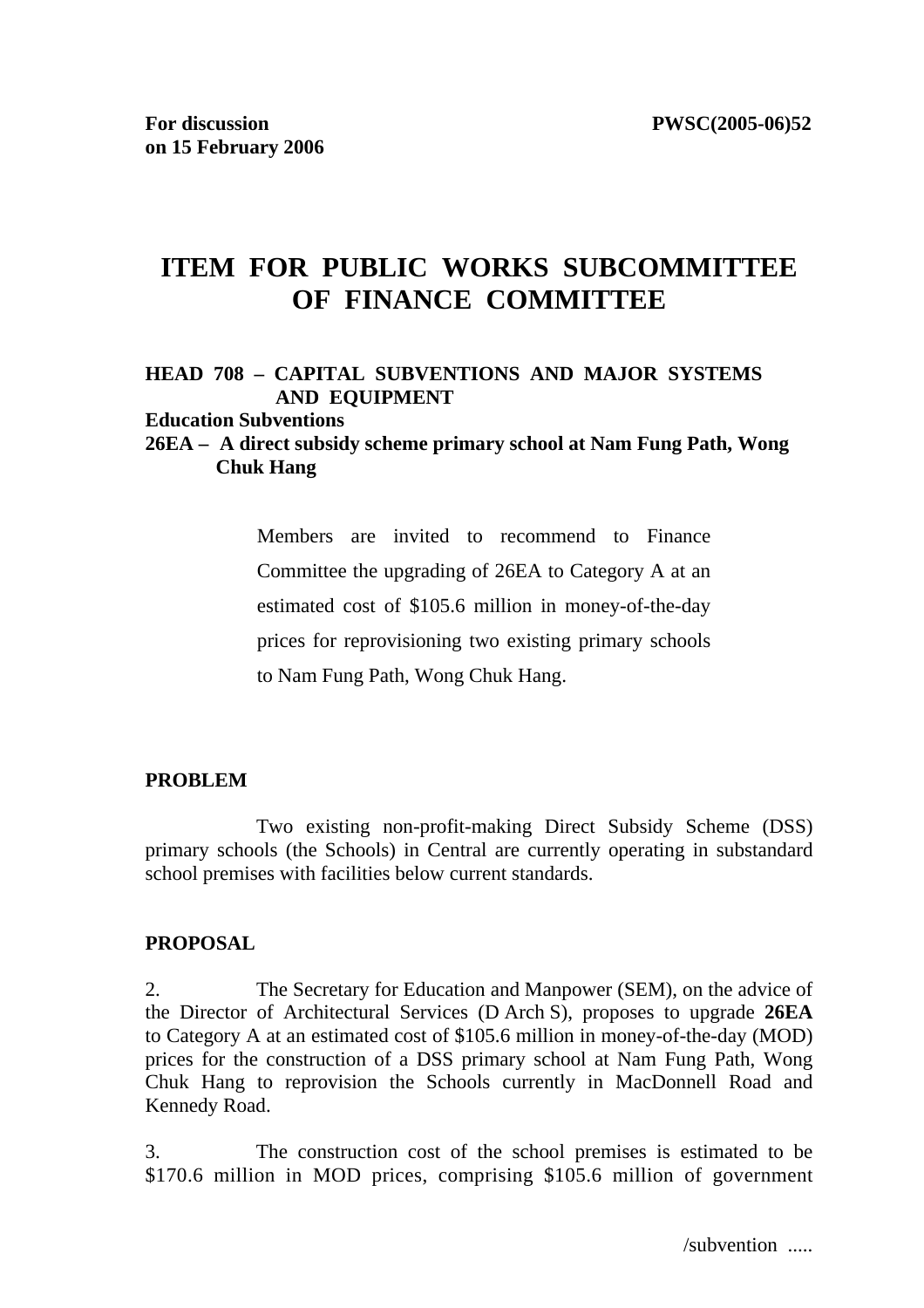**For discussion on 15 February 2006** **PWSC(2005-06)52**

# ITEM FOR PUBLIC WORKS SUBCOMMITTEE OF FINANCE COMMITTEE

**HEAD 708 – CAPITAL SUBVENTIONS AND MAJOR SYSTEMS AND EQUIPMENT**
**Education Subventions**
**26EA – A direct subsidy scheme primary school at Nam Fung Path, Wong Chuk Hang**

Members are invited to recommend to Finance Committee the upgrading of 26EA to Category A at an estimated cost of $105.6 million in money-of-the-day prices for reprovisioning two existing primary schools to Nam Fung Path, Wong Chuk Hang.

**PROBLEM**

Two existing non-profit-making Direct Subsidy Scheme (DSS) primary schools (the Schools) in Central are currently operating in substandard school premises with facilities below current standards.

**PROPOSAL**

2. The Secretary for Education and Manpower (SEM), on the advice of the Director of Architectural Services (D Arch S), proposes to upgrade **26EA** to Category A at an estimated cost of $105.6 million in money-of-the-day (MOD) prices for the construction of a DSS primary school at Nam Fung Path, Wong Chuk Hang to reprovision the Schools currently in MacDonnell Road and Kennedy Road.

3. The construction cost of the school premises is estimated to be $170.6 million in MOD prices, comprising $105.6 million of government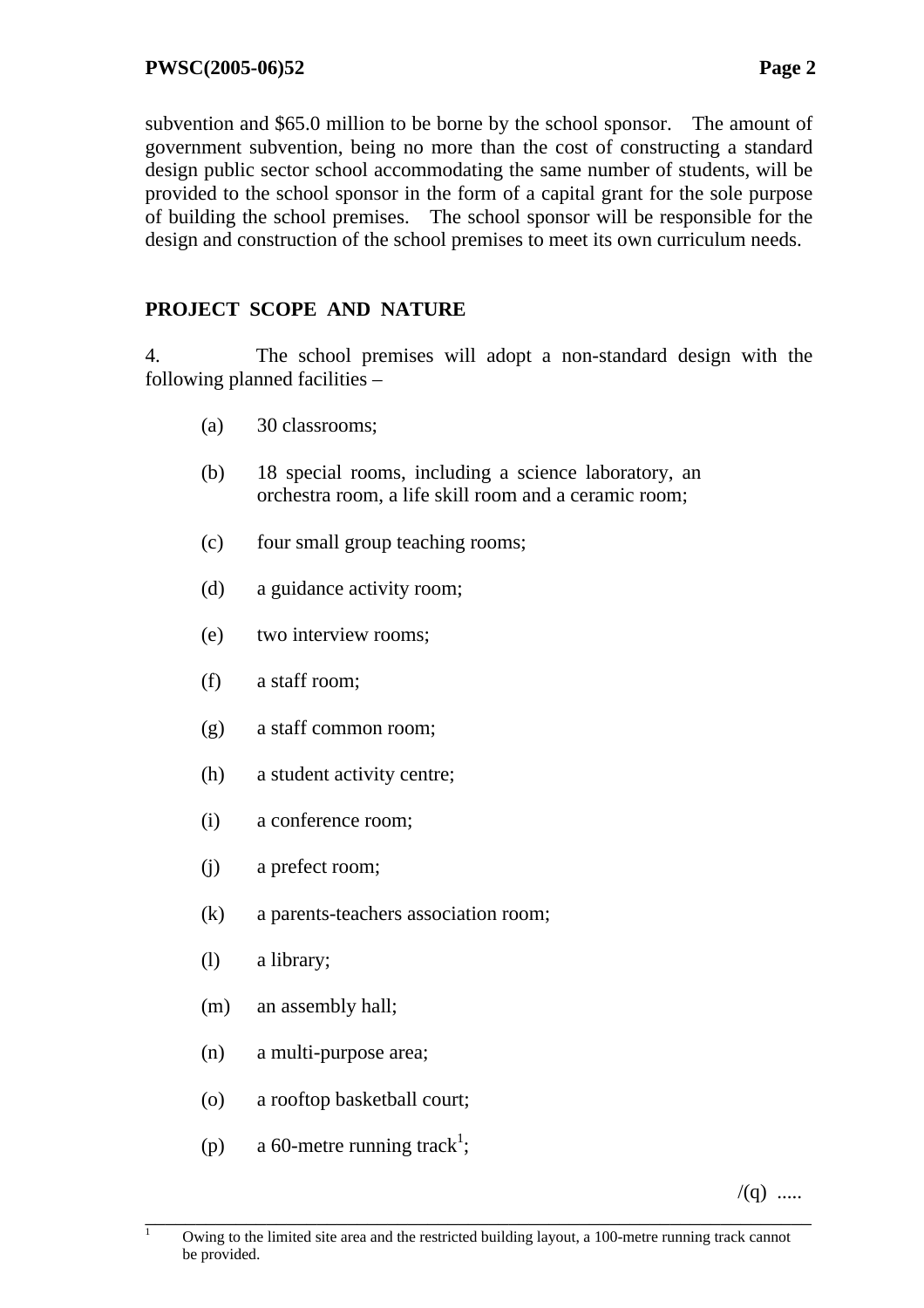subvention and $65.0 million to be borne by the school sponsor. The amount of government subvention, being no more than the cost of constructing a standard design public sector school accommodating the same number of students, will be provided to the school sponsor in the form of a capital grant for the sole purpose of building the school premises. The school sponsor will be responsible for the design and construction of the school premises to meet its own curriculum needs.

## PROJECT SCOPE AND NATURE

4. The school premises will adopt a non-standard design with the following planned facilities –

(a) 30 classrooms;

(b) 18 special rooms, including a science laboratory, an orchestra room, a life skill room and a ceramic room;

(c) four small group teaching rooms;

(d) a guidance activity room;

(e) two interview rooms;

(f) a staff room;

(g) a staff common room;

(h) a student activity centre;

(i) a conference room;

(j) a prefect room;

(k) a parents-teachers association room;

(l) a library;

(m) an assembly hall;

(n) a multi-purpose area;

(o) a rooftop basketball court;

(p) a 60-metre running track[1];

/(q) .....

---

[1] Owing to the limited site area and the restricted building layout, a 100-metre running track cannot be provided.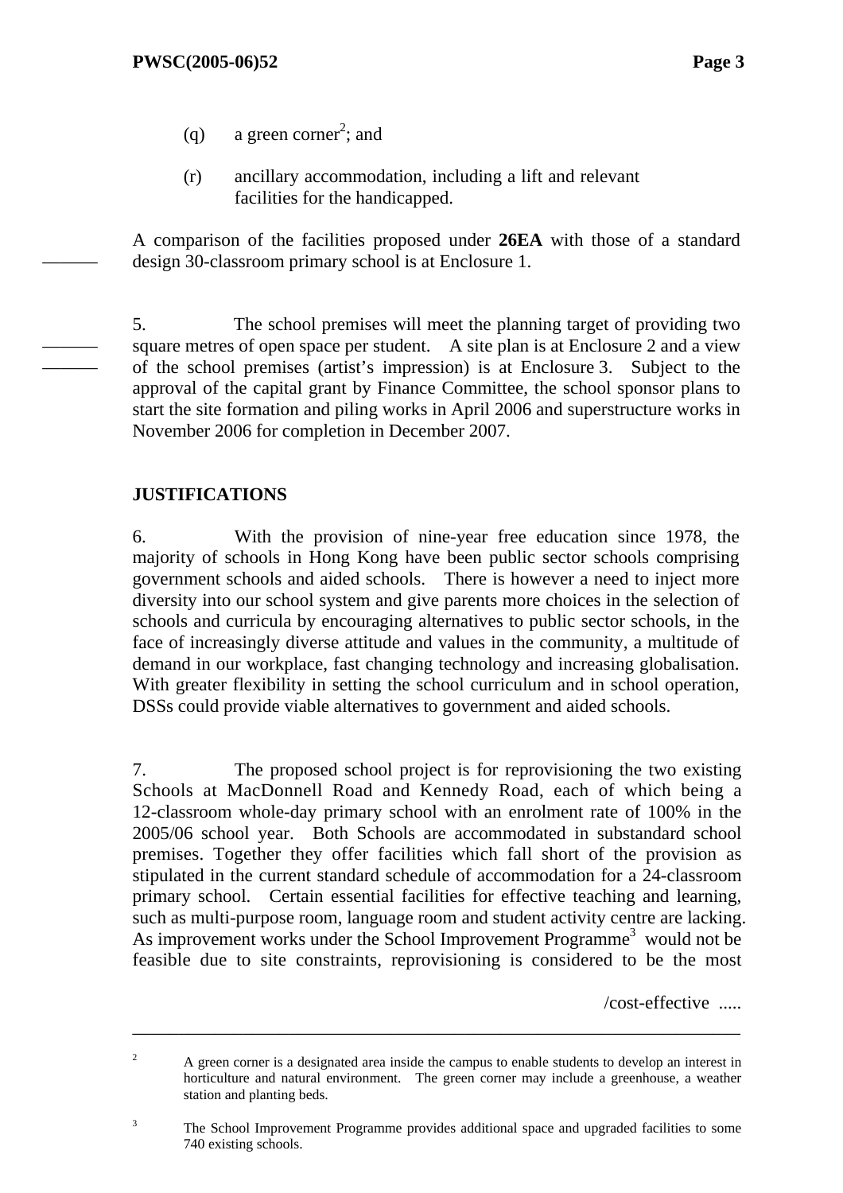(q) a green corner[2]; and

(r) ancillary accommodation, including a lift and relevant facilities for the handicapped.

A comparison of the facilities proposed under **26EA** with those of a standard design 30-classroom primary school is at Enclosure 1.

5. The school premises will meet the planning target of providing two square metres of open space per student. A site plan is at Enclosure 2 and a view of the school premises (artist's impression) is at Enclosure 3. Subject to the approval of the capital grant by Finance Committee, the school sponsor plans to start the site formation and piling works in April 2006 and superstructure works in November 2006 for completion in December 2007.

## JUSTIFICATIONS

6. With the provision of nine-year free education since 1978, the majority of schools in Hong Kong have been public sector schools comprising government schools and aided schools. There is however a need to inject more diversity into our school system and give parents more choices in the selection of schools and curricula by encouraging alternatives to public sector schools, in the face of increasingly diverse attitude and values in the community, a multitude of demand in our workplace, fast changing technology and increasing globalisation. With greater flexibility in setting the school curriculum and in school operation, DSSs could provide viable alternatives to government and aided schools.

7. The proposed school project is for reprovisioning the two existing Schools at MacDonnell Road and Kennedy Road, each of which being a 12-classroom whole-day primary school with an enrolment rate of 100% in the 2005/06 school year. Both Schools are accommodated in substandard school premises. Together they offer facilities which fall short of the provision as stipulated in the current standard schedule of accommodation for a 24-classroom primary school. Certain essential facilities for effective teaching and learning, such as multi-purpose room, language room and student activity centre are lacking. As improvement works under the School Improvement Programme[3] would not be feasible due to site constraints, reprovisioning is considered to be the most

/cost-effective .....

---

[2] A green corner is a designated area inside the campus to enable students to develop an interest in horticulture and natural environment. The green corner may include a greenhouse, a weather station and planting beds.

[3] The School Improvement Programme provides additional space and upgraded facilities to some 740 existing schools.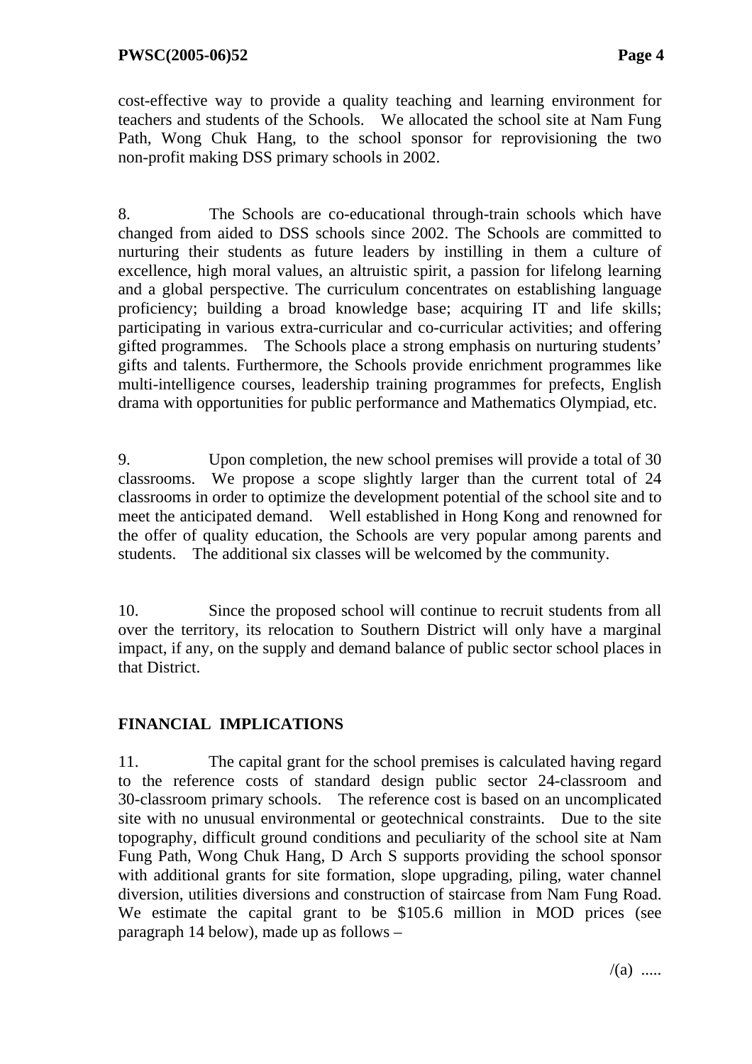cost-effective way to provide a quality teaching and learning environment for teachers and students of the Schools. We allocated the school site at Nam Fung Path, Wong Chuk Hang, to the school sponsor for reprovisioning the two non-profit making DSS primary schools in 2002.

8. The Schools are co-educational through-train schools which have changed from aided to DSS schools since 2002. The Schools are committed to nurturing their students as future leaders by instilling in them a culture of excellence, high moral values, an altruistic spirit, a passion for lifelong learning and a global perspective. The curriculum concentrates on establishing language proficiency; building a broad knowledge base; acquiring IT and life skills; participating in various extra-curricular and co-curricular activities; and offering gifted programmes. The Schools place a strong emphasis on nurturing students' gifts and talents. Furthermore, the Schools provide enrichment programmes like multi-intelligence courses, leadership training programmes for prefects, English drama with opportunities for public performance and Mathematics Olympiad, etc.

9. Upon completion, the new school premises will provide a total of 30 classrooms. We propose a scope slightly larger than the current total of 24 classrooms in order to optimize the development potential of the school site and to meet the anticipated demand. Well established in Hong Kong and renowned for the offer of quality education, the Schools are very popular among parents and students. The additional six classes will be welcomed by the community.

10. Since the proposed school will continue to recruit students from all over the territory, its relocation to Southern District will only have a marginal impact, if any, on the supply and demand balance of public sector school places in that District.

## FINANCIAL IMPLICATIONS

11. The capital grant for the school premises is calculated having regard to the reference costs of standard design public sector 24-classroom and 30-classroom primary schools. The reference cost is based on an uncomplicated site with no unusual environmental or geotechnical constraints. Due to the site topography, difficult ground conditions and peculiarity of the school site at Nam Fung Path, Wong Chuk Hang, D Arch S supports providing the school sponsor with additional grants for site formation, slope upgrading, piling, water channel diversion, utilities diversions and construction of staircase from Nam Fung Road. We estimate the capital grant to be $105.6 million in MOD prices (see paragraph 14 below), made up as follows –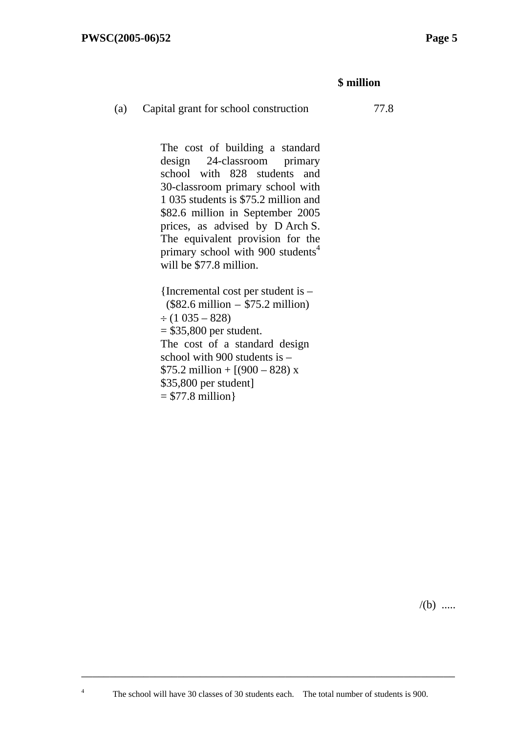| | | $ million |
|---|---|---|
| (a) | Capital grant for school construction | 77.8 |

The cost of building a standard design 24-classroom primary school with 828 students and 30-classroom primary school with 1 035 students is $75.2 million and $82.6 million in September 2005 prices, as advised by D Arch S. The equivalent provision for the primary school with 900 students[4] will be $77.8 million.

{Incremental cost per student is –
($82.6 million – $75.2 million)
÷ (1 035 – 828)
= $35,800 per student.
The cost of a standard design school with 900 students is –
$75.2 million + [(900 – 828) x $35,800 per student]
= $77.8 million}

/(b) .....

---

[4] The school will have 30 classes of 30 students each. The total number of students is 900.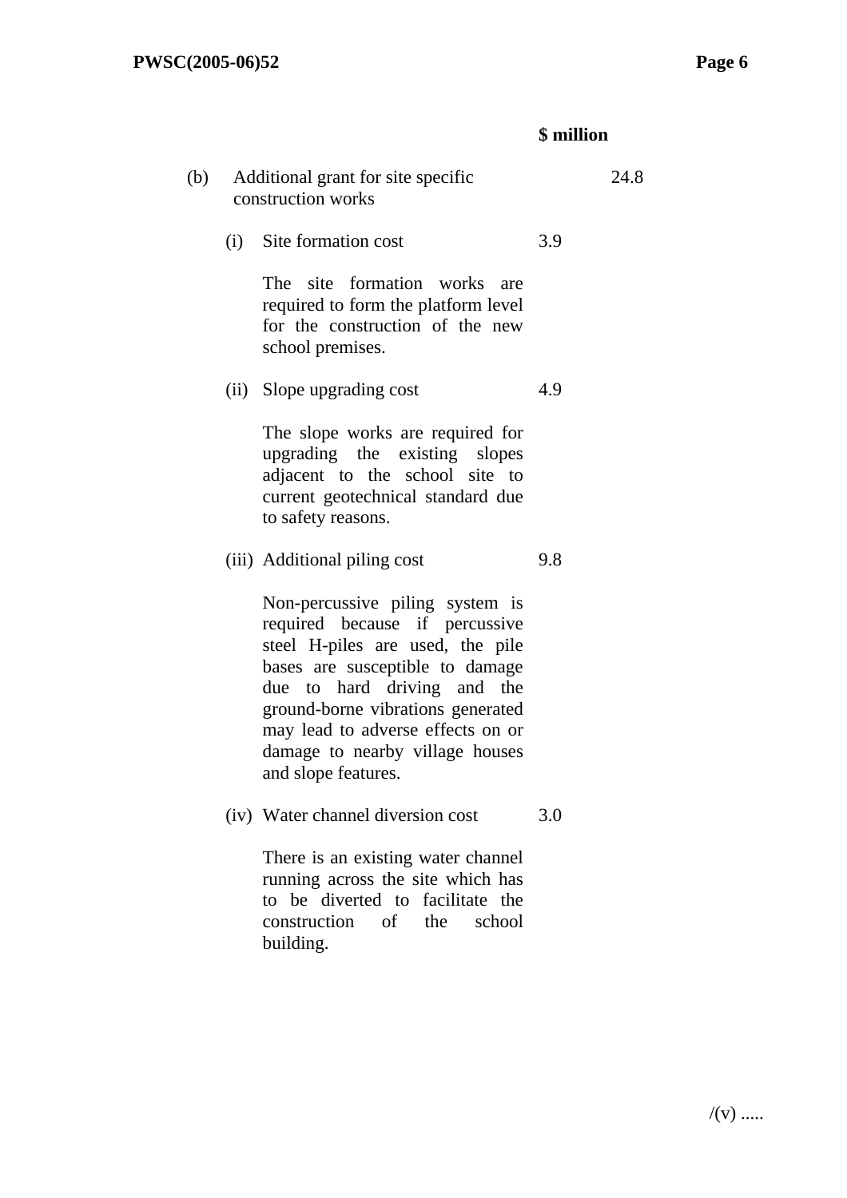| | | $ million | |
|---|---|---|---|
| (b) | Additional grant for site specific construction works | | 24.8 |
| | (i) Site formation cost | 3.9 | |
| | The site formation works are required to form the platform level for the construction of the new school premises. | | |
| | (ii) Slope upgrading cost | 4.9 | |
| | The slope works are required for upgrading the existing slopes adjacent to the school site to current geotechnical standard due to safety reasons. | | |
| | (iii) Additional piling cost | 9.8 | |
| | Non-percussive piling system is required because if percussive steel H-piles are used, the pile bases are susceptible to damage due to hard driving and the ground-borne vibrations generated may lead to adverse effects on or damage to nearby village houses and slope features. | | |
| | (iv) Water channel diversion cost | 3.0 | |
| | There is an existing water channel running across the site which has to be diverted to facilitate the construction of the school building. | | |

/(v) .....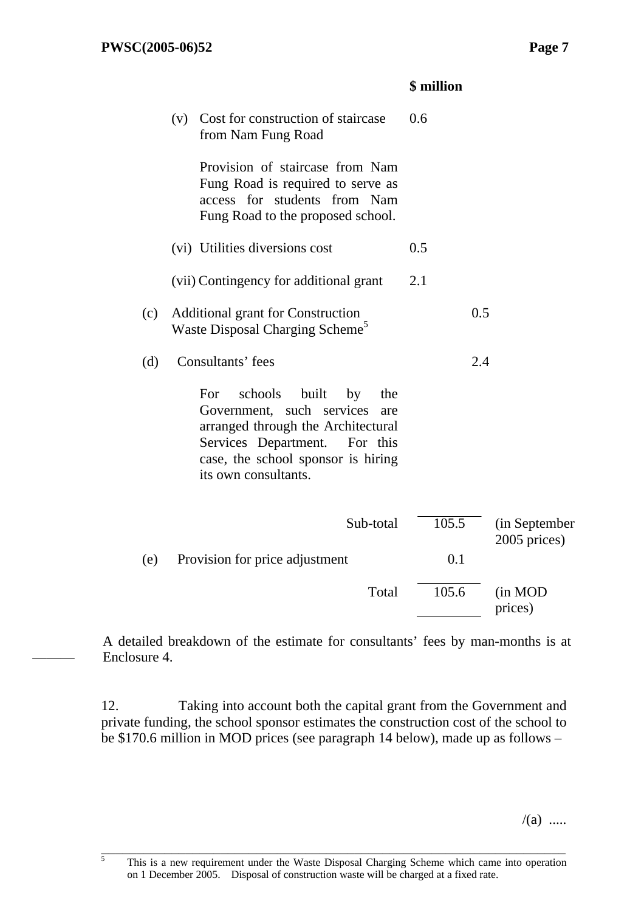| | | $ million | | |
|---|---|---|---|---|
| (v) | Cost for construction of staircase from Nam Fung Road<br><br>Provision of staircase from Nam Fung Road is required to serve as access for students from Nam Fung Road to the proposed school. | 0.6 | | |
| (vi) | Utilities diversions cost | 0.5 | | |
| (vii) | Contingency for additional grant | 2.1 | | |
| (c) | Additional grant for Construction Waste Disposal Charging Scheme[5] | | 0.5 | |
| (d) | Consultants' fees<br><br>For schools built by the Government, such services are arranged through the Architectural Services Department. For this case, the school sponsor is hiring its own consultants. | | 2.4 | |
| | Sub-total | | 105.5 | (in September 2005 prices) |
| (e) | Provision for price adjustment | | 0.1 | |
| | Total | | 105.6 | (in MOD prices) |

A detailed breakdown of the estimate for consultants' fees by man-months is at Enclosure 4.

12. Taking into account both the capital grant from the Government and private funding, the school sponsor estimates the construction cost of the school to be $170.6 million in MOD prices (see paragraph 14 below), made up as follows –

/(a) .....

[5] This is a new requirement under the Waste Disposal Charging Scheme which came into operation on 1 December 2005. Disposal of construction waste will be charged at a fixed rate.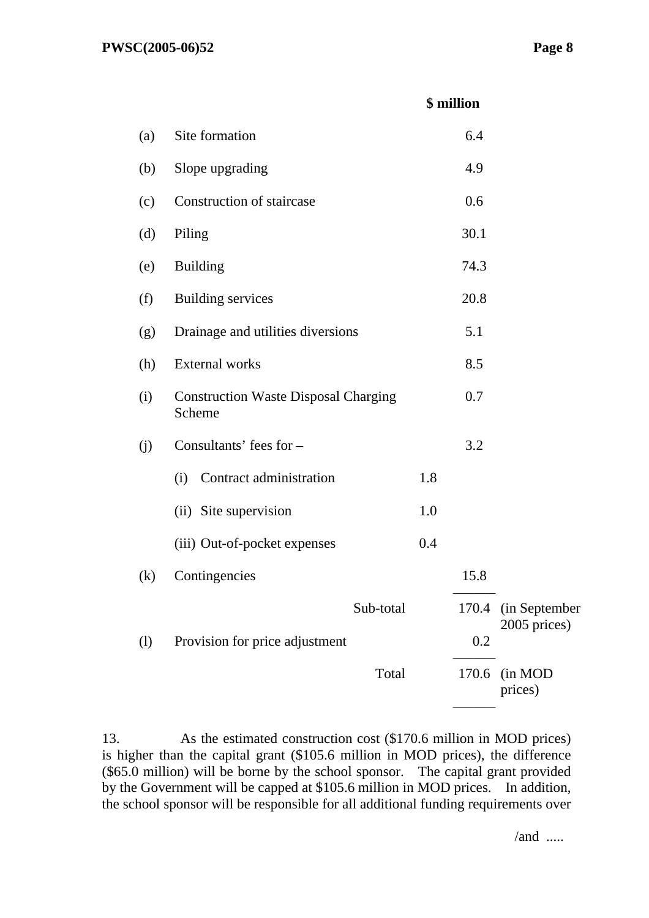| | | | $ million | |
|---|---|---|---|---|
| (a) | Site formation | | 6.4 | |
| (b) | Slope upgrading | | 4.9 | |
| (c) | Construction of staircase | | 0.6 | |
| (d) | Piling | | 30.1 | |
| (e) | Building | | 74.3 | |
| (f) | Building services | | 20.8 | |
| (g) | Drainage and utilities diversions | | 5.1 | |
| (h) | External works | | 8.5 | |
| (i) | Construction Waste Disposal Charging Scheme | | 0.7 | |
| (j) | Consultants' fees for – | | 3.2 | |
| | (i) Contract administration | 1.8 | | |
| | (ii) Site supervision | 1.0 | | |
| | (iii) Out-of-pocket expenses | 0.4 | | |
| (k) | Contingencies | | 15.8 | |
| | Sub-total | | 170.4 | (in September 2005 prices) |
| (l) | Provision for price adjustment | | 0.2 | |
| | Total | | 170.6 | (in MOD prices) |

13. As the estimated construction cost ($170.6 million in MOD prices) is higher than the capital grant ($105.6 million in MOD prices), the difference ($65.0 million) will be borne by the school sponsor. The capital grant provided by the Government will be capped at $105.6 million in MOD prices. In addition, the school sponsor will be responsible for all additional funding requirements over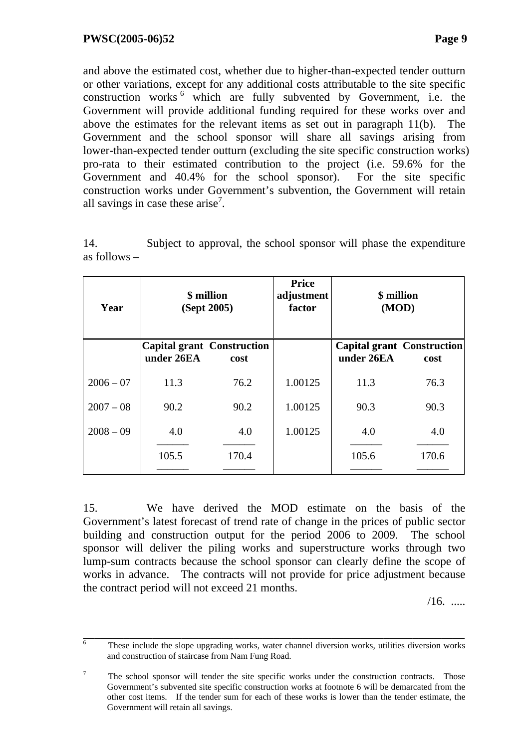and above the estimated cost, whether due to higher-than-expected tender outturn or other variations, except for any additional costs attributable to the site specific construction works[6] which are fully subvented by Government, i.e. the Government will provide additional funding required for these works over and above the estimates for the relevant items as set out in paragraph 11(b). The Government and the school sponsor will share all savings arising from lower-than-expected tender outturn (excluding the site specific construction works) pro-rata to their estimated contribution to the project (i.e. 59.6% for the Government and 40.4% for the school sponsor). For the site specific construction works under Government's subvention, the Government will retain all savings in case these arise[7].

14. Subject to approval, the school sponsor will phase the expenditure as follows –

| Year | $ million (Sept 2005) | | Price adjustment factor | $ million (MOD) | |
|---|---|---|---|---|---|
| | **Capital grant under 26EA** | **Construction cost** | | **Capital grant under 26EA** | **Construction cost** |
| 2006 – 07 | 11.3 | 76.2 | 1.00125 | 11.3 | 76.3 |
| 2007 – 08 | 90.2 | 90.2 | 1.00125 | 90.3 | 90.3 |
| 2008 – 09 | 4.0 | 4.0 | 1.00125 | 4.0 | 4.0 |
| | 105.5 | 170.4 | | 105.6 | 170.6 |

15. We have derived the MOD estimate on the basis of the Government's latest forecast of trend rate of change in the prices of public sector building and construction output for the period 2006 to 2009. The school sponsor will deliver the piling works and superstructure works through two lump-sum contracts because the school sponsor can clearly define the scope of works in advance. The contracts will not provide for price adjustment because the contract period will not exceed 21 months.

/16. .....

---

[6] These include the slope upgrading works, water channel diversion works, utilities diversion works and construction of staircase from Nam Fung Road.

[7] The school sponsor will tender the site specific works under the construction contracts. Those Government's subvented site specific construction works at footnote 6 will be demarcated from the other cost items. If the tender sum for each of these works is lower than the tender estimate, the Government will retain all savings.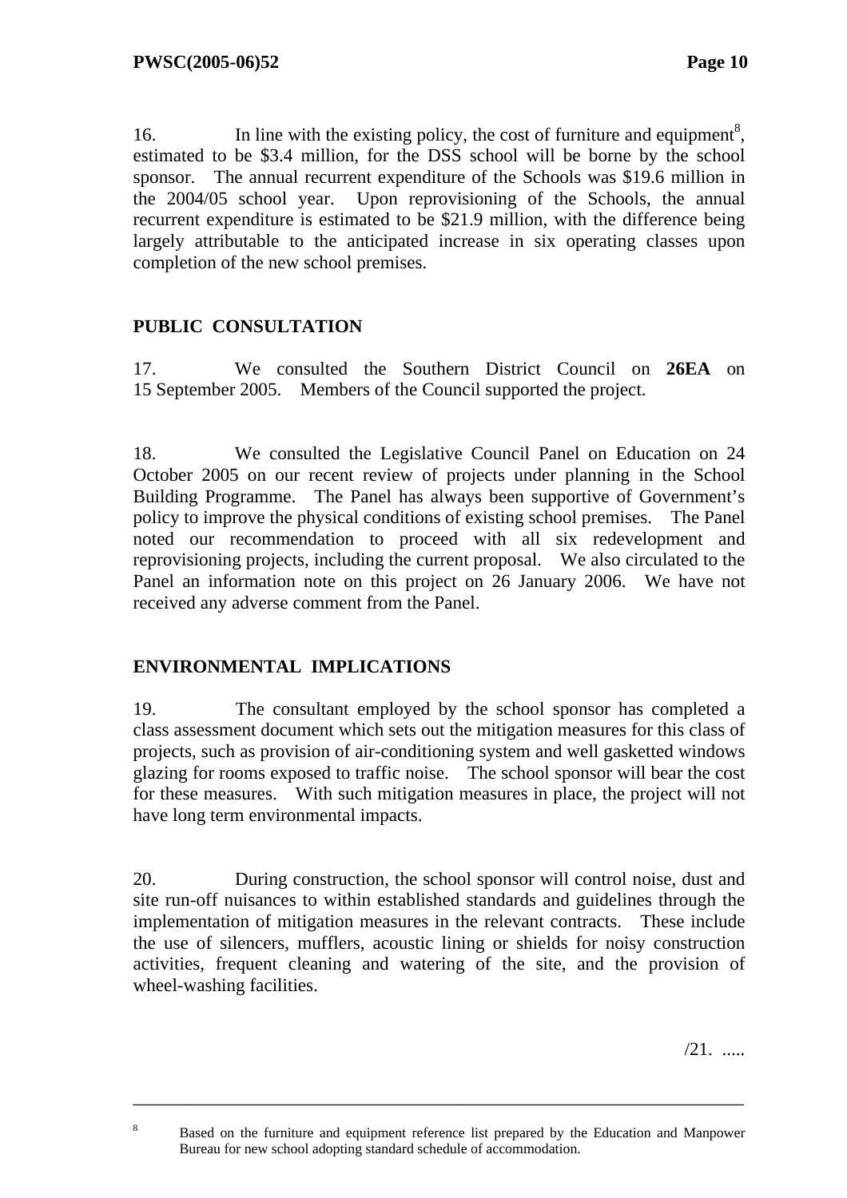16. In line with the existing policy, the cost of furniture and equipment[8], estimated to be $3.4 million, for the DSS school will be borne by the school sponsor. The annual recurrent expenditure of the Schools was $19.6 million in the 2004/05 school year. Upon reprovisioning of the Schools, the annual recurrent expenditure is estimated to be $21.9 million, with the difference being largely attributable to the anticipated increase in six operating classes upon completion of the new school premises.

## PUBLIC CONSULTATION

17. We consulted the Southern District Council on **26EA** on 15 September 2005. Members of the Council supported the project.

18. We consulted the Legislative Council Panel on Education on 24 October 2005 on our recent review of projects under planning in the School Building Programme. The Panel has always been supportive of Government's policy to improve the physical conditions of existing school premises. The Panel noted our recommendation to proceed with all six redevelopment and reprovisioning projects, including the current proposal. We also circulated to the Panel an information note on this project on 26 January 2006. We have not received any adverse comment from the Panel.

## ENVIRONMENTAL IMPLICATIONS

19. The consultant employed by the school sponsor has completed a class assessment document which sets out the mitigation measures for this class of projects, such as provision of air-conditioning system and well gasketted windows glazing for rooms exposed to traffic noise. The school sponsor will bear the cost for these measures. With such mitigation measures in place, the project will not have long term environmental impacts.

20. During construction, the school sponsor will control noise, dust and site run-off nuisances to within established standards and guidelines through the implementation of mitigation measures in the relevant contracts. These include the use of silencers, mufflers, acoustic lining or shields for noisy construction activities, frequent cleaning and watering of the site, and the provision of wheel-washing facilities.

/21. .....

---

[8] Based on the furniture and equipment reference list prepared by the Education and Manpower Bureau for new school adopting standard schedule of accommodation.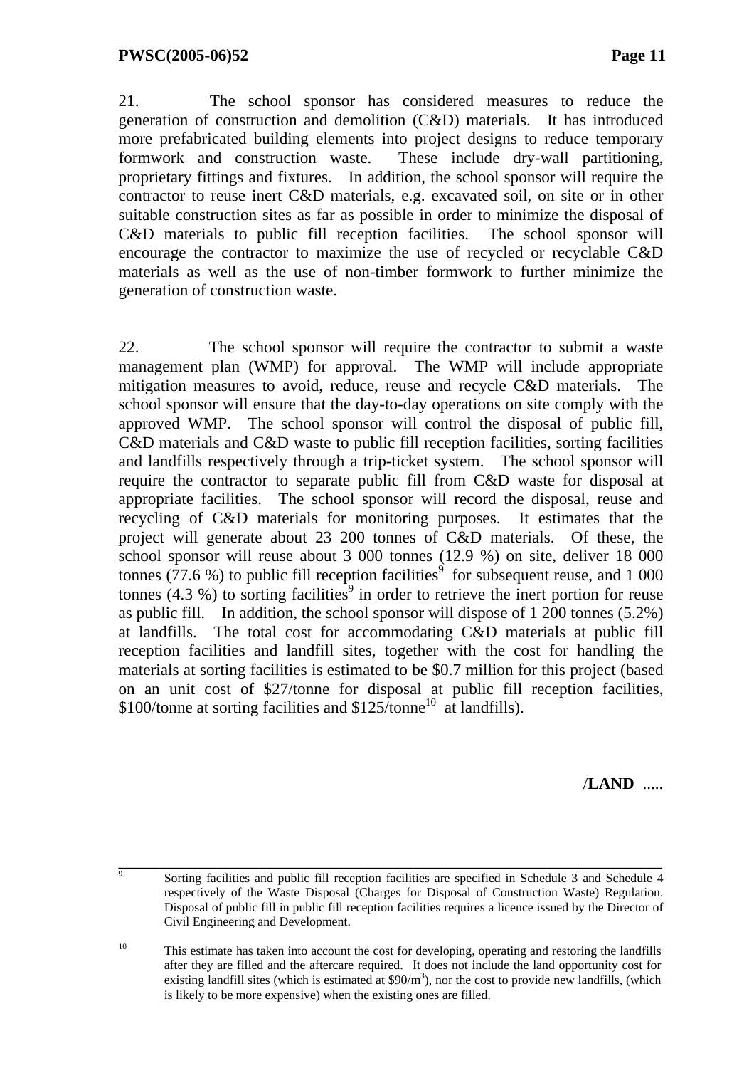21. The school sponsor has considered measures to reduce the generation of construction and demolition (C&D) materials. It has introduced more prefabricated building elements into project designs to reduce temporary formwork and construction waste. These include dry-wall partitioning, proprietary fittings and fixtures. In addition, the school sponsor will require the contractor to reuse inert C&D materials, e.g. excavated soil, on site or in other suitable construction sites as far as possible in order to minimize the disposal of C&D materials to public fill reception facilities. The school sponsor will encourage the contractor to maximize the use of recycled or recyclable C&D materials as well as the use of non-timber formwork to further minimize the generation of construction waste.

22. The school sponsor will require the contractor to submit a waste management plan (WMP) for approval. The WMP will include appropriate mitigation measures to avoid, reduce, reuse and recycle C&D materials. The school sponsor will ensure that the day-to-day operations on site comply with the approved WMP. The school sponsor will control the disposal of public fill, C&D materials and C&D waste to public fill reception facilities, sorting facilities and landfills respectively through a trip-ticket system. The school sponsor will require the contractor to separate public fill from C&D waste for disposal at appropriate facilities. The school sponsor will record the disposal, reuse and recycling of C&D materials for monitoring purposes. It estimates that the project will generate about 23 200 tonnes of C&D materials. Of these, the school sponsor will reuse about 3 000 tonnes (12.9 %) on site, deliver 18 000 tonnes (77.6 %) to public fill reception facilities[9] for subsequent reuse, and 1 000 tonnes (4.3 %) to sorting facilities[9] in order to retrieve the inert portion for reuse as public fill. In addition, the school sponsor will dispose of 1 200 tonnes (5.2%) at landfills. The total cost for accommodating C&D materials at public fill reception facilities and landfill sites, together with the cost for handling the materials at sorting facilities is estimated to be $0.7 million for this project (based on an unit cost of $27/tonne for disposal at public fill reception facilities, $100/tonne at sorting facilities and $125/tonne[10] at landfills).

/**LAND** .....

---

[9] Sorting facilities and public fill reception facilities are specified in Schedule 3 and Schedule 4 respectively of the Waste Disposal (Charges for Disposal of Construction Waste) Regulation. Disposal of public fill in public fill reception facilities requires a licence issued by the Director of Civil Engineering and Development.

[10] This estimate has taken into account the cost for developing, operating and restoring the landfills after they are filled and the aftercare required. It does not include the land opportunity cost for existing landfill sites (which is estimated at $90/m$^3$), nor the cost to provide new landfills, (which is likely to be more expensive) when the existing ones are filled.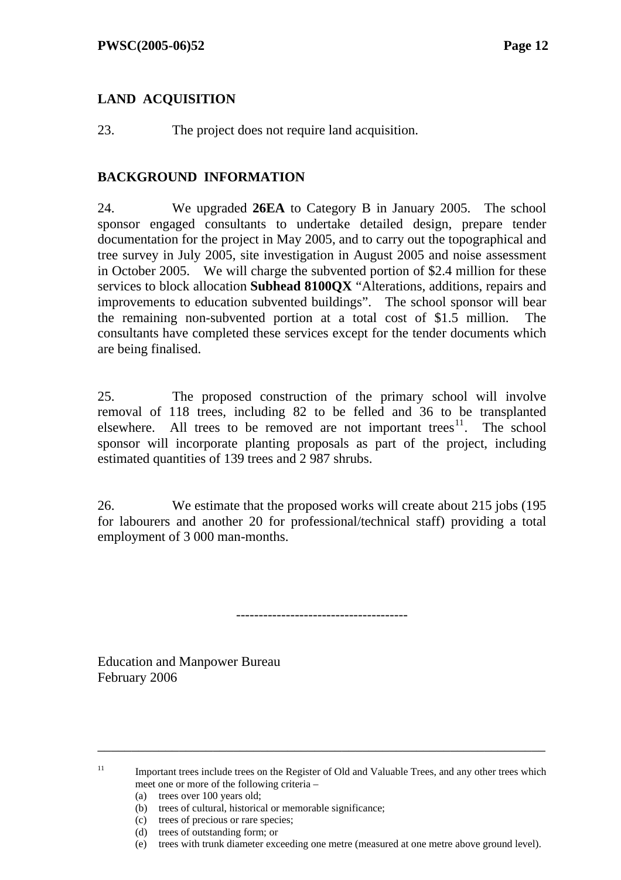## LAND ACQUISITION

23. The project does not require land acquisition.

## BACKGROUND INFORMATION

24. We upgraded **26EA** to Category B in January 2005. The school sponsor engaged consultants to undertake detailed design, prepare tender documentation for the project in May 2005, and to carry out the topographical and tree survey in July 2005, site investigation in August 2005 and noise assessment in October 2005. We will charge the subvented portion of $2.4 million for these services to block allocation **Subhead 8100QX** "Alterations, additions, repairs and improvements to education subvented buildings". The school sponsor will bear the remaining non-subvented portion at a total cost of $1.5 million. The consultants have completed these services except for the tender documents which are being finalised.

25. The proposed construction of the primary school will involve removal of 118 trees, including 82 to be felled and 36 to be transplanted elsewhere. All trees to be removed are not important trees[11]. The school sponsor will incorporate planting proposals as part of the project, including estimated quantities of 139 trees and 2 987 shrubs.

26. We estimate that the proposed works will create about 215 jobs (195 for labourers and another 20 for professional/technical staff) providing a total employment of 3 000 man-months.

-------------------------------------

Education and Manpower Bureau
February 2006

---

[11] Important trees include trees on the Register of Old and Valuable Trees, and any other trees which meet one or more of the following criteria –

(a) trees over 100 years old;
(b) trees of cultural, historical or memorable significance;
(c) trees of precious or rare species;
(d) trees of outstanding form; or
(e) trees with trunk diameter exceeding one metre (measured at one metre above ground level).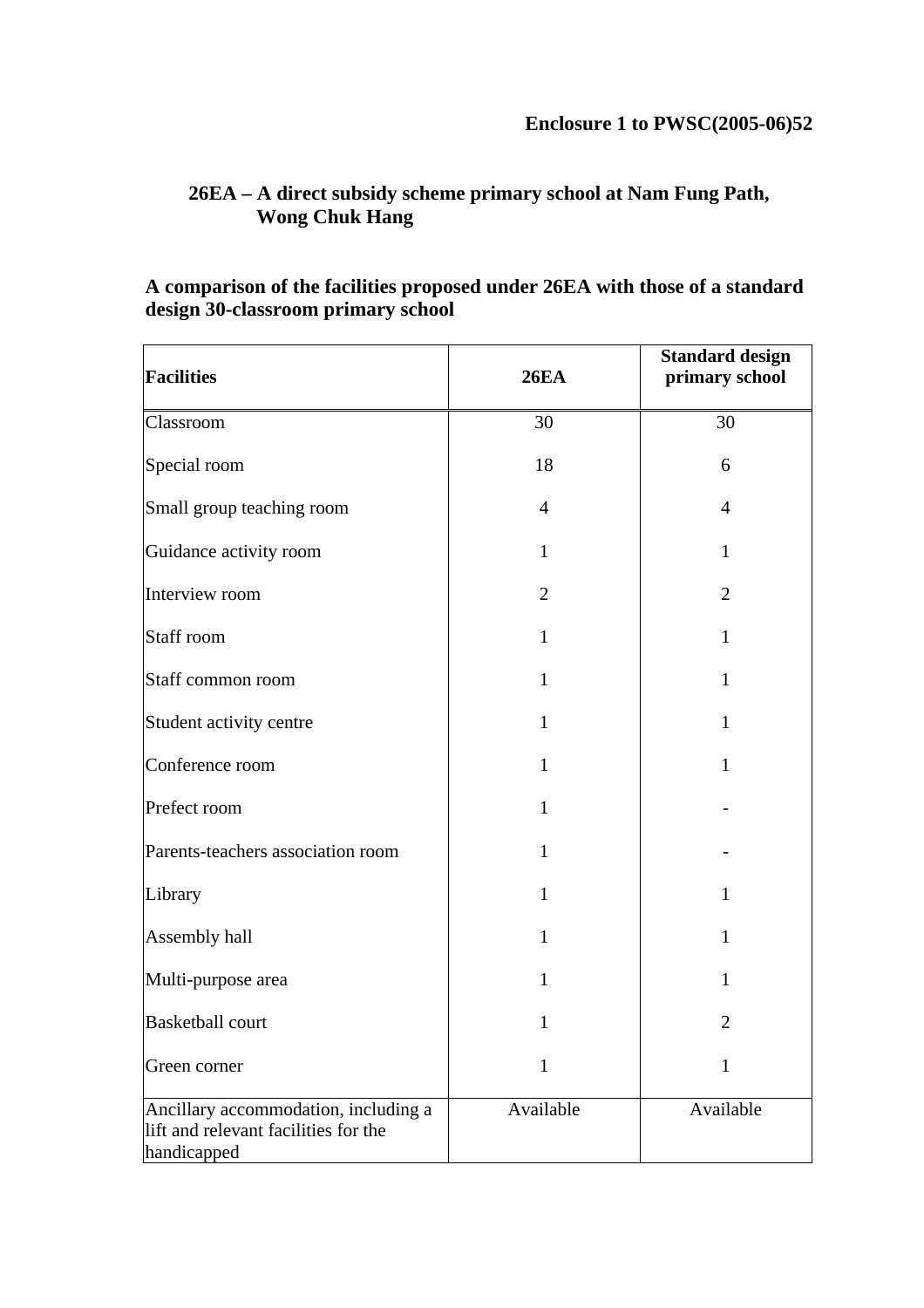**Enclosure 1 to PWSC(2005-06)52**

## 26EA – A direct subsidy scheme primary school at Nam Fung Path, Wong Chuk Hang

### A comparison of the facilities proposed under 26EA with those of a standard design 30-classroom primary school

| Facilities | 26EA | Standard design primary school |
|---|---|---|
| Classroom | 30 | 30 |
| Special room | 18 | 6 |
| Small group teaching room | 4 | 4 |
| Guidance activity room | 1 | 1 |
| Interview room | 2 | 2 |
| Staff room | 1 | 1 |
| Staff common room | 1 | 1 |
| Student activity centre | 1 | 1 |
| Conference room | 1 | 1 |
| Prefect room | 1 | - |
| Parents-teachers association room | 1 | - |
| Library | 1 | 1 |
| Assembly hall | 1 | 1 |
| Multi-purpose area | 1 | 1 |
| Basketball court | 1 | 2 |
| Green corner | 1 | 1 |
| Ancillary accommodation, including a lift and relevant facilities for the handicapped | Available | Available |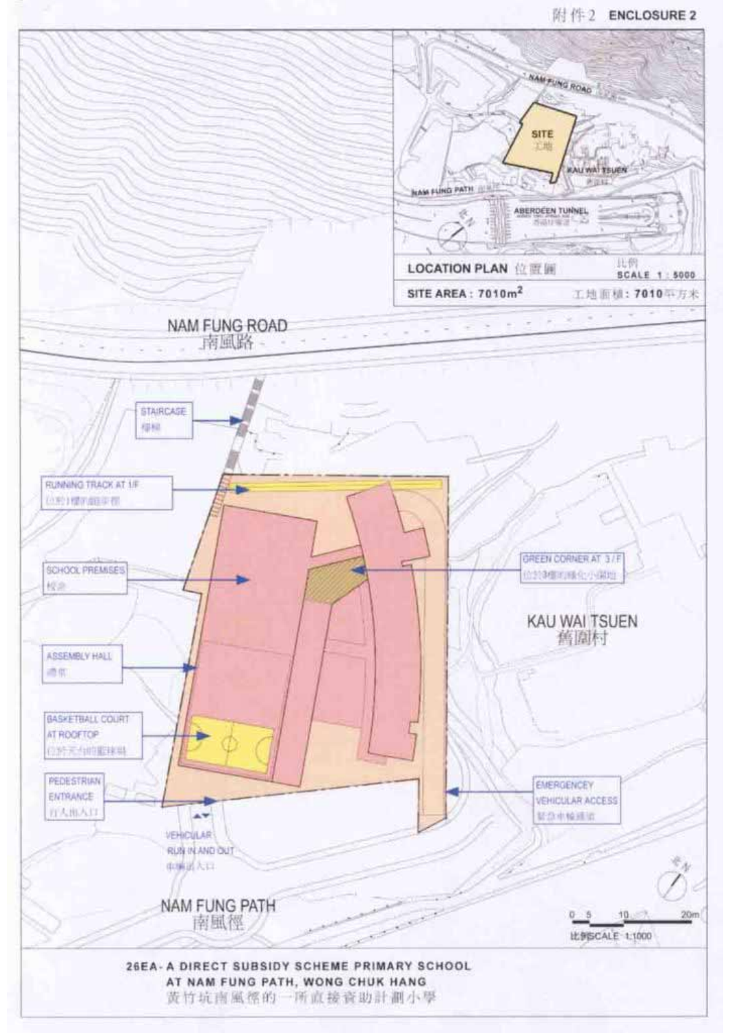附件2 ENCLOSURE 2

NAM FUNG ROAD

SITE 工地

KAU WAI TSUEN

NAM FUNG PATH

ABERDEEN TUNNEL

LOCATION PLAN 位置圖 比例 SCALE 1:5000

SITE AREA : 7010m² 工地面積：7010平方米

NAM FUNG ROAD 南風路

STAIRCASE 樓梯

RUNNING TRACK AT 1/F 位於1樓的跑步徑

SCHOOL PREMISES 校舍

ASSEMBLY HALL 禮堂

BASKETBALL COURT AT ROOFTOP 位於天台的籃球場

PEDESTRIAN ENTRANCE 行人出入口

VEHICULAR RUN IN AND OUT 車輛出入口

GREEN CORNER AT 3/F 位於3樓的綠化小園地

KAU WAI TSUEN 舊圍村

EMERGENCEY VEHICULAR ACCESS 緊急車輛通道

NAM FUNG PATH 南風徑

0 5 10 20m 比例SCALE 1:1000

**26EA - A DIRECT SUBSIDY SCHEME PRIMARY SCHOOL AT NAM FUNG PATH, WONG CHUK HANG**

**黃竹坑南風徑的一所直接資助計劃小學**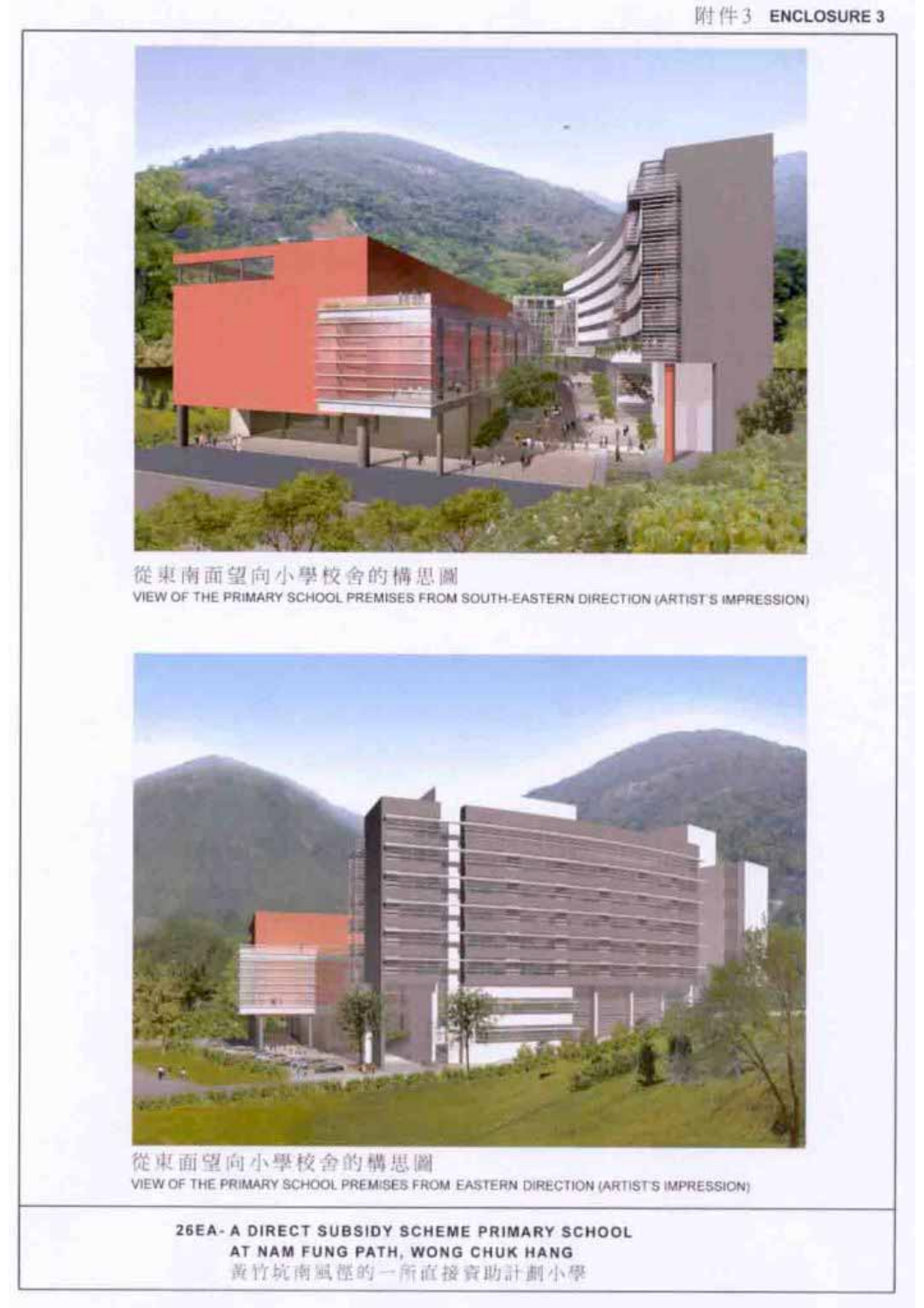附件3 ENCLOSURE 3

從東南面望向小學校舍的構思圖
VIEW OF THE PRIMARY SCHOOL PREMISES FROM SOUTH-EASTERN DIRECTION (ARTIST'S IMPRESSION)

從東面望向小學校舍的構思圖
VIEW OF THE PRIMARY SCHOOL PREMISES FROM EASTERN DIRECTION (ARTIST'S IMPRESSION)

**26EA - A DIRECT SUBSIDY SCHEME PRIMARY SCHOOL AT NAM FUNG PATH, WONG CHUK HANG**
黃竹坑南風徑的一所直接資助計劃小學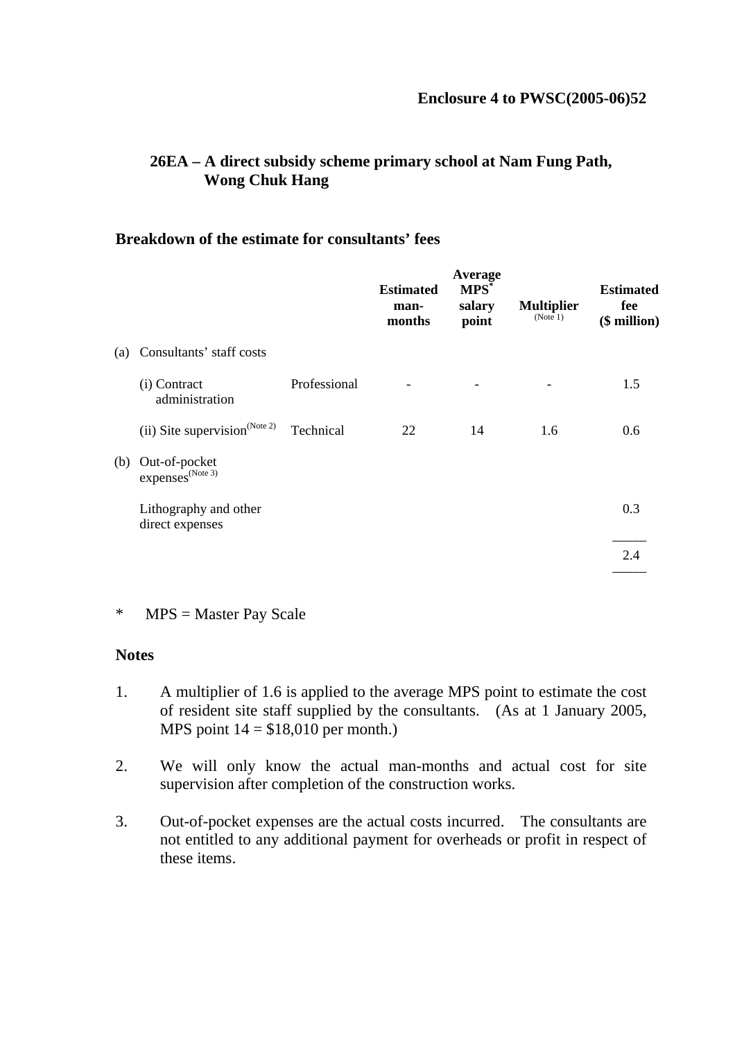**Enclosure 4 to PWSC(2005-06)52**

## 26EA – A direct subsidy scheme primary school at Nam Fung Path, Wong Chuk Hang

### Breakdown of the estimate for consultants' fees

| | | | Estimated man-months | Average MPS* salary point | Multiplier (Note 1) | Estimated fee ($ million) |
|---|---|---|---|---|---|---|
| (a) | Consultants' staff costs | | | | | |
| | (i) Contract administration | Professional | - | - | - | 1.5 |
| | (ii) Site supervision (Note 2) | Technical | 22 | 14 | 1.6 | 0.6 |
| (b) | Out-of-pocket expenses (Note 3) | | | | | |
| | Lithography and other direct expenses | | | | | 0.3 |
| | | | | | | 2.4 |

\* MPS = Master Pay Scale

**Notes**

1. A multiplier of 1.6 is applied to the average MPS point to estimate the cost of resident site staff supplied by the consultants. (As at 1 January 2005, MPS point 14 = $18,010 per month.)

2. We will only know the actual man-months and actual cost for site supervision after completion of the construction works.

3. Out-of-pocket expenses are the actual costs incurred. The consultants are not entitled to any additional payment for overheads or profit in respect of these items.